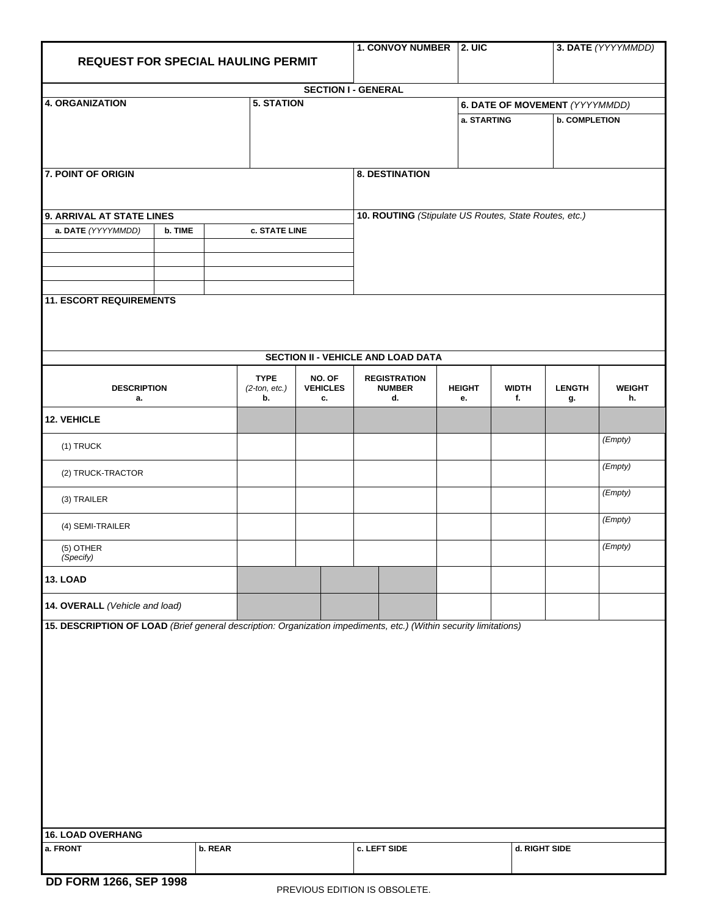# REQUEST FOR SPECIAL HAULING PERMIT

| 1. CONVOY NUMBER | 2. UIC | 3. DATE *(YYYYMMDD)* |
|---|---|---|
| | | |

## SECTION I - GENERAL

| 4. ORGANIZATION | 5. STATION | 6. DATE OF MOVEMENT *(YYYYMMDD)* a. STARTING | b. COMPLETION |
|---|---|---|---|
| | | | |

| 7. POINT OF ORIGIN | 8. DESTINATION |
|---|---|
| | |

**9. ARRIVAL AT STATE LINES**

| a. DATE *(YYYYMMDD)* | b. TIME | c. STATE LINE |
|---|---|---|
| | | |
| | | |
| | | |
| | | |

**10. ROUTING** *(Stipulate US Routes, State Routes, etc.)*

**11. ESCORT REQUIREMENTS**

## SECTION II - VEHICLE AND LOAD DATA

| DESCRIPTION a. | TYPE *(2-ton, etc.)* b. | NO. OF VEHICLES c. | REGISTRATION NUMBER d. | HEIGHT e. | WIDTH f. | LENGTH g. | WEIGHT h. |
|---|---|---|---|---|---|---|---|
| **12. VEHICLE** | | | | | | | |
| (1) TRUCK | | | | | | | *(Empty)* |
| (2) TRUCK-TRACTOR | | | | | | | *(Empty)* |
| (3) TRAILER | | | | | | | *(Empty)* |
| (4) SEMI-TRAILER | | | | | | | *(Empty)* |
| (5) OTHER *(Specify)* | | | | | | | *(Empty)* |
| **13. LOAD** | | | | | | | |
| **14. OVERALL** *(Vehicle and load)* | | | | | | | |

**15. DESCRIPTION OF LOAD** *(Brief general description: Organization impediments, etc.) (Within security limitations)*

**16. LOAD OVERHANG**

| a. FRONT | b. REAR | c. LEFT SIDE | d. RIGHT SIDE |
|---|---|---|---|
| | | | |

DD FORM 1266, SEP 1998

PREVIOUS EDITION IS OBSOLETE.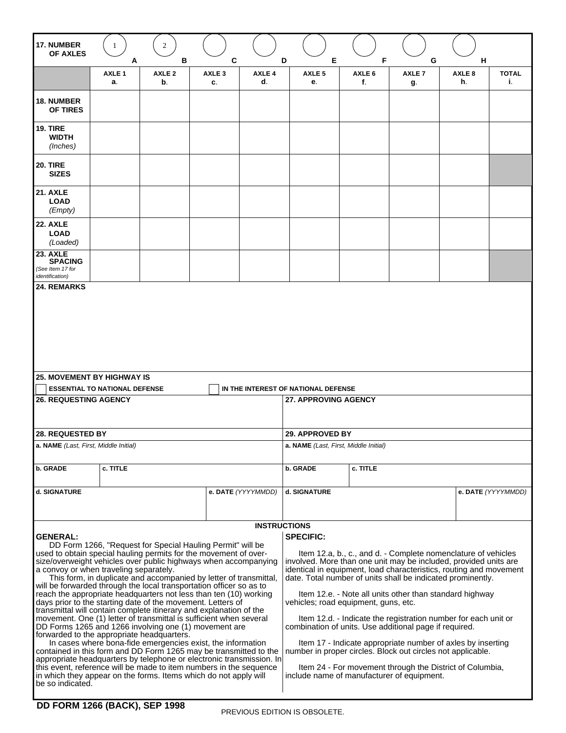| 17. NUMBER OF AXLES | 1 A | 2 B | C | D | E | F | G | H | |
|---|---|---|---|---|---|---|---|---|---|
| | AXLE 1 a. | AXLE 2 b. | AXLE 3 c. | AXLE 4 d. | AXLE 5 e. | AXLE 6 f. | AXLE 7 g. | AXLE 8 h. | TOTAL i. |
| **18. NUMBER OF TIRES** | | | | | | | | | |
| **19. TIRE WIDTH** *(Inches)* | | | | | | | | | |
| **20. TIRE SIZES** | | | | | | | | | |
| **21. AXLE LOAD** *(Empty)* | | | | | | | | | |
| **22. AXLE LOAD** *(Loaded)* | | | | | | | | | |
| **23. AXLE SPACING** *(See Item 17 for identification)* | | | | | | | | | |

**24. REMARKS**

**25. MOVEMENT BY HIGHWAY IS**

☐ ESSENTIAL TO NATIONAL DEFENSE ☐ IN THE INTEREST OF NATIONAL DEFENSE

| 26. REQUESTING AGENCY | | | 27. APPROVING AGENCY | | |
|---|---|---|---|---|---|
| **28. REQUESTED BY** | | | **29. APPROVED BY** | | |
| a. NAME *(Last, First, Middle Initial)* | | | a. NAME *(Last, First, Middle Initial)* | | |
| b. GRADE | c. TITLE | | b. GRADE | c. TITLE | |
| d. SIGNATURE | | e. DATE *(YYYYMMDD)* | d. SIGNATURE | | e. DATE *(YYYYMMDD)* |

## INSTRUCTIONS

**GENERAL:**

DD Form 1266, "Request for Special Hauling Permit" will be used to obtain special hauling permits for the movement of over-size/overweight vehicles over public highways when accompanying a convoy or when traveling separately.

This form, in duplicate and accompanied by letter of transmittal, will be forwarded through the local transportation officer so as to reach the appropriate headquarters not less than ten (10) working days prior to the starting date of the movement. Letters of transmittal will contain complete itinerary and explanation of the movement. One (1) letter of transmittal is sufficient when several DD Forms 1265 and 1266 involving one (1) movement are forwarded to the appropriate headquarters.

In cases where bona-fide emergencies exist, the information contained in this form and DD Form 1265 may be transmitted to the appropriate headquarters by telephone or electronic transmission. In this event, reference will be made to item numbers in the sequence in which they appear on the forms. Items which do not apply will be so indicated.

**SPECIFIC:**

Item 12.a, b., c., and d. - Complete nomenclature of vehicles involved. More than one unit may be included, provided units are identical in equipment, load characteristics, routing and movement date. Total number of units shall be indicated prominently.

Item 12.e. - Note all units other than standard highway vehicles; road equipment, guns, etc.

Item 12.d. - Indicate the registration number for each unit or combination of units. Use additional page if required.

Item 17 - Indicate appropriate number of axles by inserting number in proper circles. Block out circles not applicable.

Item 24 - For movement through the District of Columbia, include name of manufacturer of equipment.

**DD FORM 1266 (BACK), SEP 1998**

PREVIOUS EDITION IS OBSOLETE.